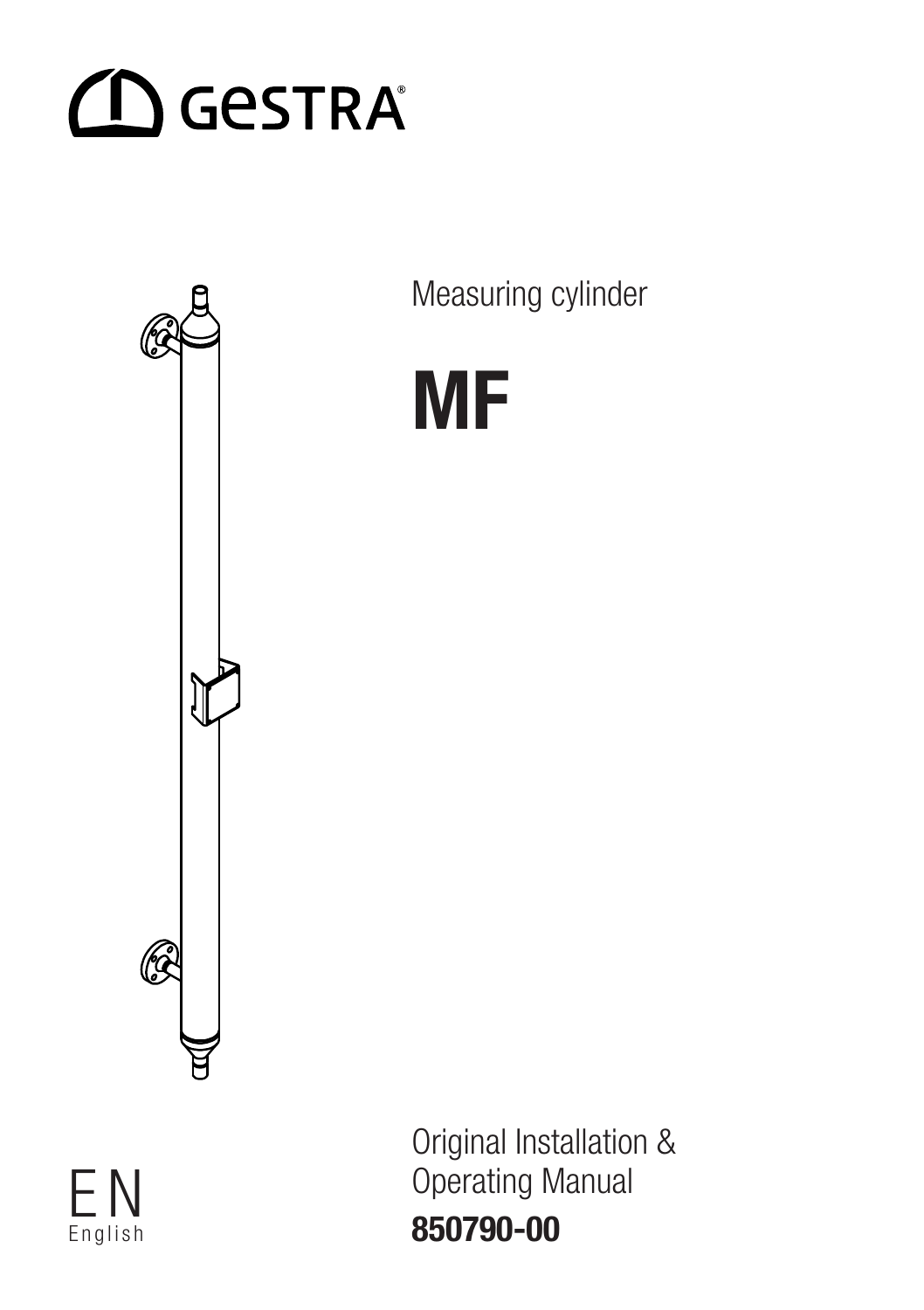GESTRA

Measuring cylinder

# MF

Original Installation & Operating Manual

**850790-00**

EN
English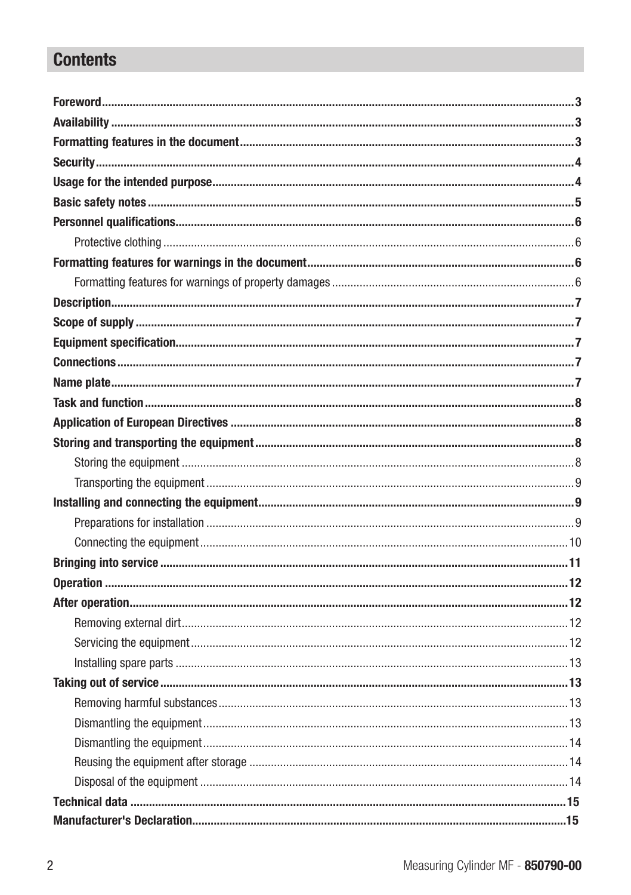## Contents

- **Foreword** ... 3
- **Availability** ... 3
- **Formatting features in the document** ... 3
- **Security** ... 4
- **Usage for the intended purpose** ... 4
- **Basic safety notes** ... 5
- **Personnel qualifications** ... 6
    - Protective clothing ... 6
- **Formatting features for warnings in the document** ... 6
    - Formatting features for warnings of property damages ... 6
- **Description** ... 7
- **Scope of supply** ... 7
- **Equipment specification** ... 7
- **Connections** ... 7
- **Name plate** ... 7
- **Task and function** ... 8
- **Application of European Directives** ... 8
- **Storing and transporting the equipment** ... 8
    - Storing the equipment ... 8
    - Transporting the equipment ... 9
- **Installing and connecting the equipment** ... 9
    - Preparations for installation ... 9
    - Connecting the equipment ... 10
- **Bringing into service** ... 11
- **Operation** ... 12
- **After operation** ... 12
    - Removing external dirt ... 12
    - Servicing the equipment ... 12
    - Installing spare parts ... 13
- **Taking out of service** ... 13
    - Removing harmful substances ... 13
    - Dismantling the equipment ... 13
    - Dismantling the equipment ... 14
    - Reusing the equipment after storage ... 14
    - Disposal of the equipment ... 14
- **Technical data** ... 15
- **Manufacturer's Declaration** ... 15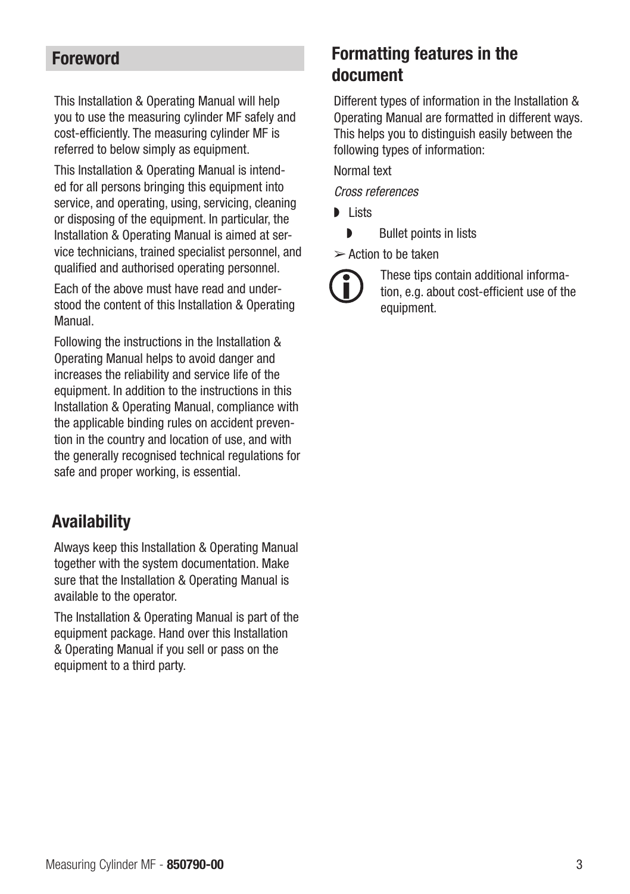## Foreword

This Installation & Operating Manual will help you to use the measuring cylinder MF safely and cost-efficiently. The measuring cylinder MF is referred to below simply as equipment.

This Installation & Operating Manual is intended for all persons bringing this equipment into service, and operating, using, servicing, cleaning or disposing of the equipment. In particular, the Installation & Operating Manual is aimed at service technicians, trained specialist personnel, and qualified and authorised operating personnel.

Each of the above must have read and understood the content of this Installation & Operating Manual.

Following the instructions in the Installation & Operating Manual helps to avoid danger and increases the reliability and service life of the equipment. In addition to the instructions in this Installation & Operating Manual, compliance with the applicable binding rules on accident prevention in the country and location of use, and with the generally recognised technical regulations for safe and proper working, is essential.

## Availability

Always keep this Installation & Operating Manual together with the system documentation. Make sure that the Installation & Operating Manual is available to the operator.

The Installation & Operating Manual is part of the equipment package. Hand over this Installation & Operating Manual if you sell or pass on the equipment to a third party.

## Formatting features in the document

Different types of information in the Installation & Operating Manual are formatted in different ways. This helps you to distinguish easily between the following types of information:

Normal text

*Cross references*

- Lists
    - Bullet points in lists

➢ Action to be taken

These tips contain additional information, e.g. about cost-efficient use of the equipment.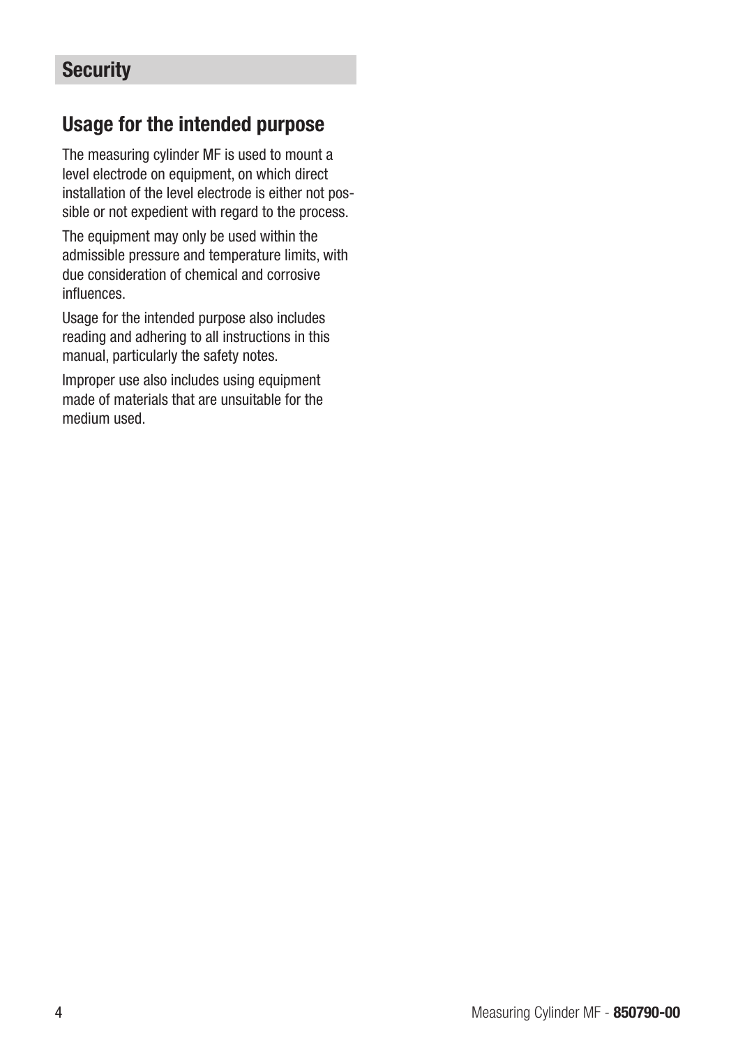## Security

### Usage for the intended purpose

The measuring cylinder MF is used to mount a level electrode on equipment, on which direct installation of the level electrode is either not possible or not expedient with regard to the process.

The equipment may only be used within the admissible pressure and temperature limits, with due consideration of chemical and corrosive influences.

Usage for the intended purpose also includes reading and adhering to all instructions in this manual, particularly the safety notes.

Improper use also includes using equipment made of materials that are unsuitable for the medium used.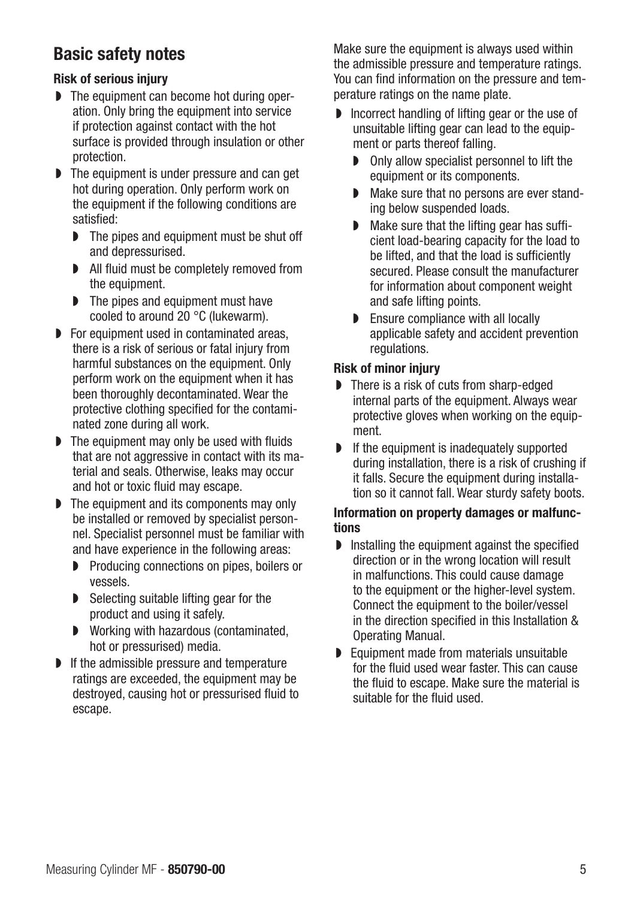## Basic safety notes

**Risk of serious injury**

- The equipment can become hot during operation. Only bring the equipment into service if protection against contact with the hot surface is provided through insulation or other protection.
- The equipment is under pressure and can get hot during operation. Only perform work on the equipment if the following conditions are satisfied:
  - The pipes and equipment must be shut off and depressurised.
  - All fluid must be completely removed from the equipment.
  - The pipes and equipment must have cooled to around 20 °C (lukewarm).
- For equipment used in contaminated areas, there is a risk of serious or fatal injury from harmful substances on the equipment. Only perform work on the equipment when it has been thoroughly decontaminated. Wear the protective clothing specified for the contaminated zone during all work.
- The equipment may only be used with fluids that are not aggressive in contact with its material and seals. Otherwise, leaks may occur and hot or toxic fluid may escape.
- The equipment and its components may only be installed or removed by specialist personnel. Specialist personnel must be familiar with and have experience in the following areas:
  - Producing connections on pipes, boilers or vessels.
  - Selecting suitable lifting gear for the product and using it safely.
  - Working with hazardous (contaminated, hot or pressurised) media.
- If the admissible pressure and temperature ratings are exceeded, the equipment may be destroyed, causing hot or pressurised fluid to escape.

Make sure the equipment is always used within the admissible pressure and temperature ratings. You can find information on the pressure and temperature ratings on the name plate.

- Incorrect handling of lifting gear or the use of unsuitable lifting gear can lead to the equipment or parts thereof falling.
  - Only allow specialist personnel to lift the equipment or its components.
  - Make sure that no persons are ever standing below suspended loads.
  - Make sure that the lifting gear has sufficient load-bearing capacity for the load to be lifted, and that the load is sufficiently secured. Please consult the manufacturer for information about component weight and safe lifting points.
  - Ensure compliance with all locally applicable safety and accident prevention regulations.

**Risk of minor injury**

- There is a risk of cuts from sharp-edged internal parts of the equipment. Always wear protective gloves when working on the equipment.
- If the equipment is inadequately supported during installation, there is a risk of crushing if it falls. Secure the equipment during installation so it cannot fall. Wear sturdy safety boots.

**Information on property damages or malfunctions**

- Installing the equipment against the specified direction or in the wrong location will result in malfunctions. This could cause damage to the equipment or the higher-level system. Connect the equipment to the boiler/vessel in the direction specified in this Installation & Operating Manual.
- Equipment made from materials unsuitable for the fluid used wear faster. This can cause the fluid to escape. Make sure the material is suitable for the fluid used.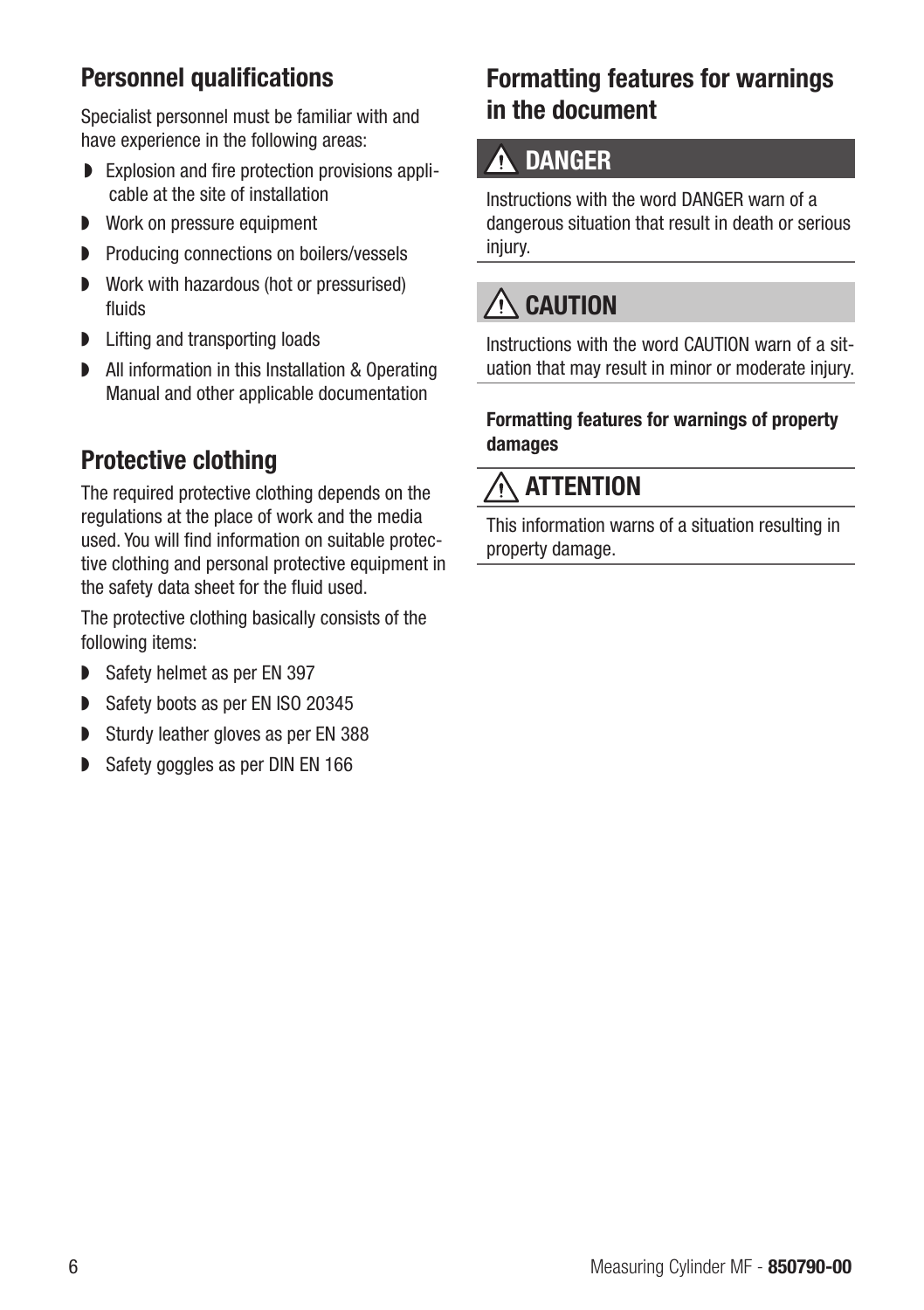## Personnel qualifications

Specialist personnel must be familiar with and have experience in the following areas:

- Explosion and fire protection provisions applicable at the site of installation
- Work on pressure equipment
- Producing connections on boilers/vessels
- Work with hazardous (hot or pressurised) fluids
- Lifting and transporting loads
- All information in this Installation & Operating Manual and other applicable documentation

## Protective clothing

The required protective clothing depends on the regulations at the place of work and the media used. You will find information on suitable protective clothing and personal protective equipment in the safety data sheet for the fluid used.

The protective clothing basically consists of the following items:

- Safety helmet as per EN 397
- Safety boots as per EN ISO 20345
- Sturdy leather gloves as per EN 388
- Safety goggles as per DIN EN 166

## Formatting features for warnings in the document

### ⚠ DANGER

Instructions with the word DANGER warn of a dangerous situation that result in death or serious injury.

### ⚠ CAUTION

Instructions with the word CAUTION warn of a situation that may result in minor or moderate injury.

**Formatting features for warnings of property damages**

### ⚠ ATTENTION

This information warns of a situation resulting in property damage.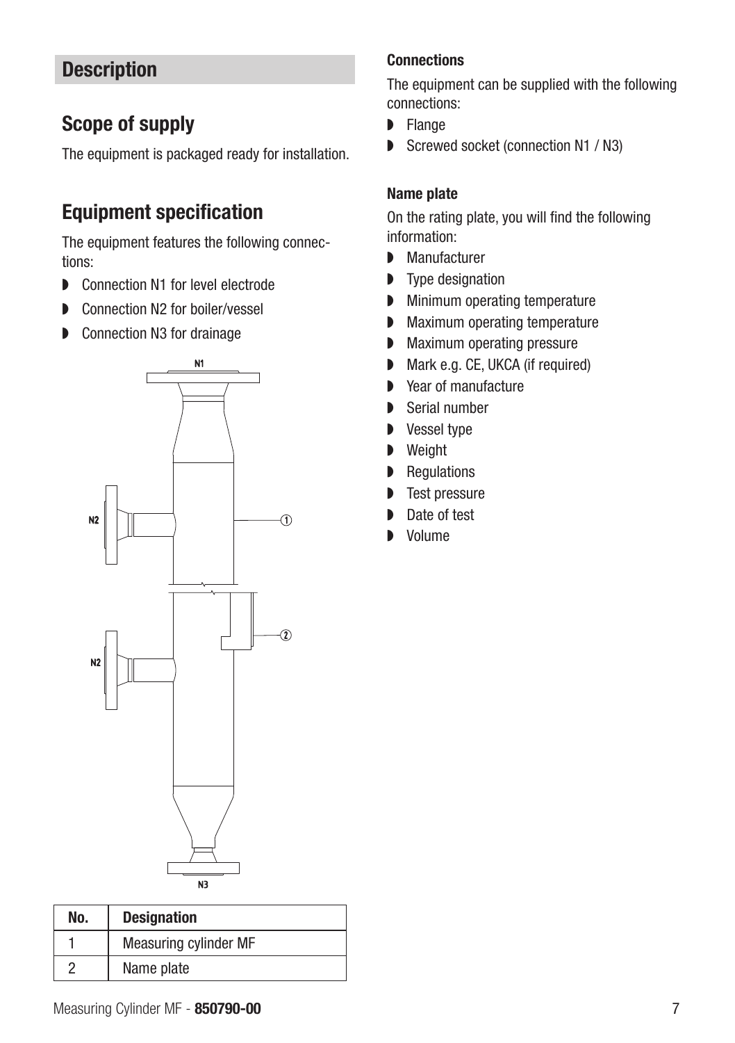# Description

## Scope of supply

The equipment is packaged ready for installation.

## Equipment specification

The equipment features the following connections:

- Connection N1 for level electrode
- Connection N2 for boiler/vessel
- Connection N3 for drainage

| No. | Designation |
|---|---|
| 1 | Measuring cylinder MF |
| 2 | Name plate |

### Connections

The equipment can be supplied with the following connections:

- Flange
- Screwed socket (connection N1 / N3)

### Name plate

On the rating plate, you will find the following information:

- Manufacturer
- Type designation
- Minimum operating temperature
- Maximum operating temperature
- Maximum operating pressure
- Mark e.g. CE, UKCA (if required)
- Year of manufacture
- Serial number
- Vessel type
- Weight
- Regulations
- Test pressure
- Date of test
- Volume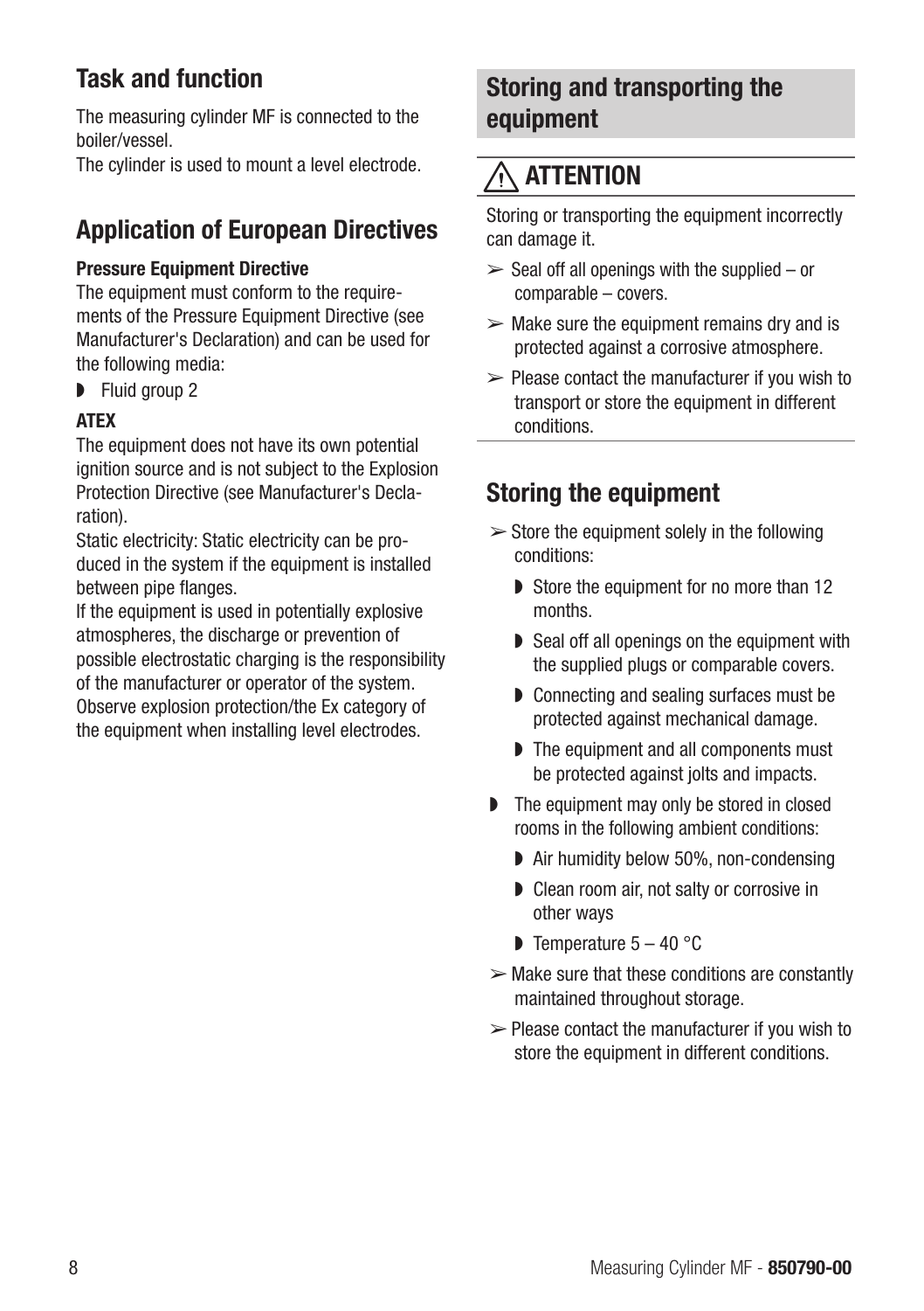## Task and function

The measuring cylinder MF is connected to the boiler/vessel.
The cylinder is used to mount a level electrode.

## Application of European Directives

**Pressure Equipment Directive**
The equipment must conform to the requirements of the Pressure Equipment Directive (see Manufacturer's Declaration) and can be used for the following media:

- Fluid group 2

**ATEX**
The equipment does not have its own potential ignition source and is not subject to the Explosion Protection Directive (see Manufacturer's Declaration).
Static electricity: Static electricity can be produced in the system if the equipment is installed between pipe flanges.
If the equipment is used in potentially explosive atmospheres, the discharge or prevention of possible electrostatic charging is the responsibility of the manufacturer or operator of the system.
Observe explosion protection/the Ex category of the equipment when installing level electrodes.

## Storing and transporting the equipment

### ⚠ ATTENTION

Storing or transporting the equipment incorrectly can damage it.

- ➢ Seal off all openings with the supplied – or comparable – covers.
- ➢ Make sure the equipment remains dry and is protected against a corrosive atmosphere.
- ➢ Please contact the manufacturer if you wish to transport or store the equipment in different conditions.

## Storing the equipment

- ➢ Store the equipment solely in the following conditions:
  - Store the equipment for no more than 12 months.
  - Seal off all openings on the equipment with the supplied plugs or comparable covers.
  - Connecting and sealing surfaces must be protected against mechanical damage.
  - The equipment and all components must be protected against jolts and impacts.
- The equipment may only be stored in closed rooms in the following ambient conditions:
  - Air humidity below 50%, non-condensing
  - Clean room air, not salty or corrosive in other ways
  - Temperature 5 – 40 °C
- ➢ Make sure that these conditions are constantly maintained throughout storage.
- ➢ Please contact the manufacturer if you wish to store the equipment in different conditions.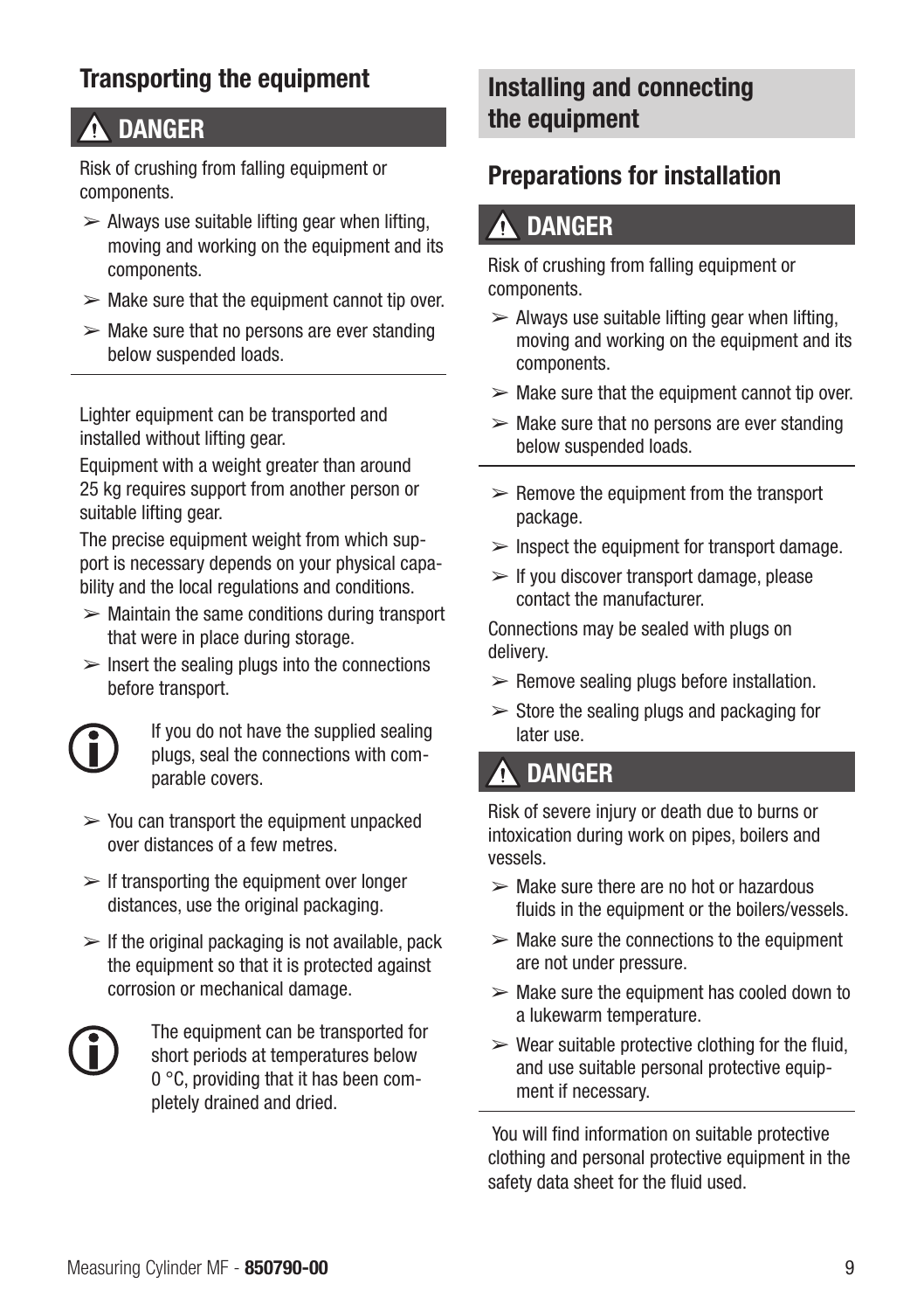## Transporting the equipment

### ⚠ DANGER

Risk of crushing from falling equipment or components.

- ➢ Always use suitable lifting gear when lifting, moving and working on the equipment and its components.
- ➢ Make sure that the equipment cannot tip over.
- ➢ Make sure that no persons are ever standing below suspended loads.

---

Lighter equipment can be transported and installed without lifting gear.

Equipment with a weight greater than around 25 kg requires support from another person or suitable lifting gear.

The precise equipment weight from which support is necessary depends on your physical capability and the local regulations and conditions.

- ➢ Maintain the same conditions during transport that were in place during storage.
- ➢ Insert the sealing plugs into the connections before transport.

ⓘ If you do not have the supplied sealing plugs, seal the connections with comparable covers.

- ➢ You can transport the equipment unpacked over distances of a few metres.
- ➢ If transporting the equipment over longer distances, use the original packaging.
- ➢ If the original packaging is not available, pack the equipment so that it is protected against corrosion or mechanical damage.

ⓘ The equipment can be transported for short periods at temperatures below 0 °C, providing that it has been completely drained and dried.

# Installing and connecting the equipment

## Preparations for installation

### ⚠ DANGER

Risk of crushing from falling equipment or components.

- ➢ Always use suitable lifting gear when lifting, moving and working on the equipment and its components.
- ➢ Make sure that the equipment cannot tip over.
- ➢ Make sure that no persons are ever standing below suspended loads.

---

- ➢ Remove the equipment from the transport package.
- ➢ Inspect the equipment for transport damage.
- ➢ If you discover transport damage, please contact the manufacturer.

Connections may be sealed with plugs on delivery.

- ➢ Remove sealing plugs before installation.
- ➢ Store the sealing plugs and packaging for later use.

### ⚠ DANGER

Risk of severe injury or death due to burns or intoxication during work on pipes, boilers and vessels.

- ➢ Make sure there are no hot or hazardous fluids in the equipment or the boilers/vessels.
- ➢ Make sure the connections to the equipment are not under pressure.
- ➢ Make sure the equipment has cooled down to a lukewarm temperature.
- ➢ Wear suitable protective clothing for the fluid, and use suitable personal protective equipment if necessary.

---

You will find information on suitable protective clothing and personal protective equipment in the safety data sheet for the fluid used.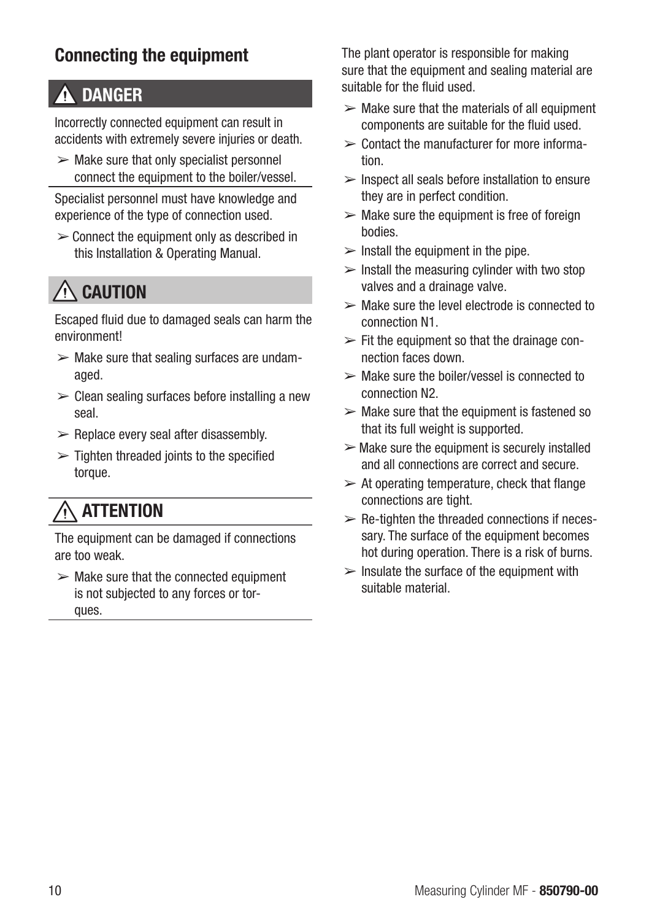## Connecting the equipment

### ⚠ DANGER

Incorrectly connected equipment can result in accidents with extremely severe injuries or death.

- ➢ Make sure that only specialist personnel connect the equipment to the boiler/vessel.

Specialist personnel must have knowledge and experience of the type of connection used.

- ➢ Connect the equipment only as described in this Installation & Operating Manual.

### ⚠ CAUTION

Escaped fluid due to damaged seals can harm the environment!

- ➢ Make sure that sealing surfaces are undamaged.
- ➢ Clean sealing surfaces before installing a new seal.
- ➢ Replace every seal after disassembly.
- ➢ Tighten threaded joints to the specified torque.

### ⚠ ATTENTION

The equipment can be damaged if connections are too weak.

- ➢ Make sure that the connected equipment is not subjected to any forces or torques.

The plant operator is responsible for making sure that the equipment and sealing material are suitable for the fluid used.

- ➢ Make sure that the materials of all equipment components are suitable for the fluid used.
- ➢ Contact the manufacturer for more information.
- ➢ Inspect all seals before installation to ensure they are in perfect condition.
- ➢ Make sure the equipment is free of foreign bodies.
- ➢ Install the equipment in the pipe.
- ➢ Install the measuring cylinder with two stop valves and a drainage valve.
- ➢ Make sure the level electrode is connected to connection N1.
- ➢ Fit the equipment so that the drainage connection faces down.
- ➢ Make sure the boiler/vessel is connected to connection N2.
- ➢ Make sure that the equipment is fastened so that its full weight is supported.
- ➢ Make sure the equipment is securely installed and all connections are correct and secure.
- ➢ At operating temperature, check that flange connections are tight.
- ➢ Re-tighten the threaded connections if necessary. The surface of the equipment becomes hot during operation. There is a risk of burns.
- ➢ Insulate the surface of the equipment with suitable material.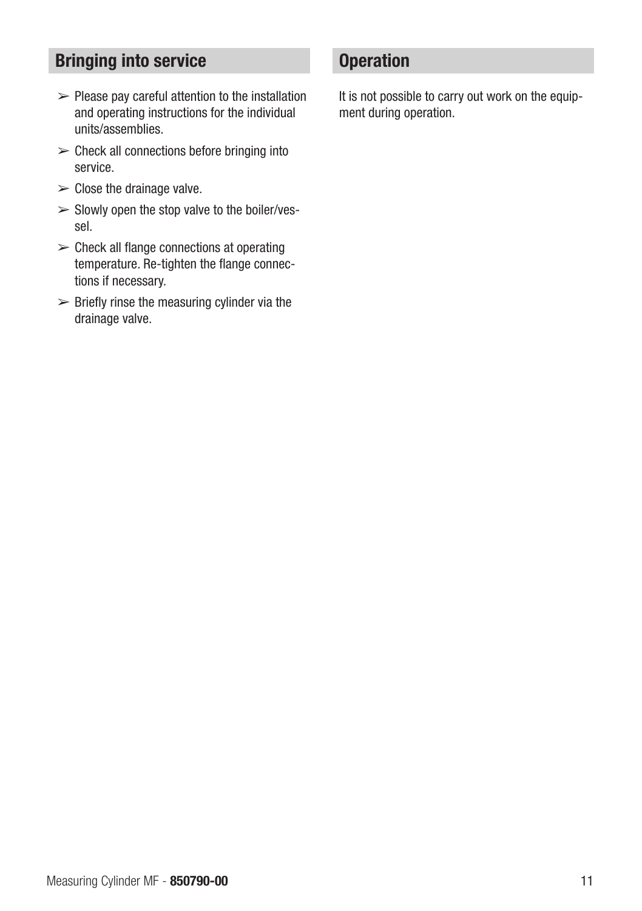## Bringing into service

- Please pay careful attention to the installation and operating instructions for the individual units/assemblies.
- Check all connections before bringing into service.
- Close the drainage valve.
- Slowly open the stop valve to the boiler/vessel.
- Check all flange connections at operating temperature. Re-tighten the flange connections if necessary.
- Briefly rinse the measuring cylinder via the drainage valve.

## Operation

It is not possible to carry out work on the equipment during operation.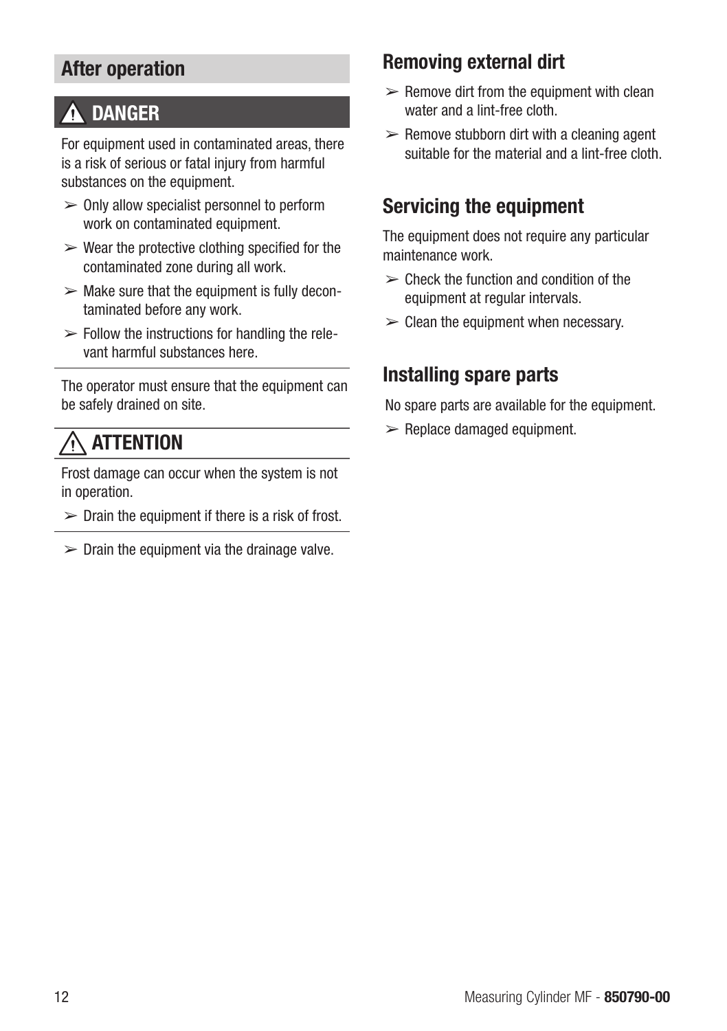## After operation

### ⚠ DANGER

For equipment used in contaminated areas, there is a risk of serious or fatal injury from harmful substances on the equipment.

- ➢ Only allow specialist personnel to perform work on contaminated equipment.
- ➢ Wear the protective clothing specified for the contaminated zone during all work.
- ➢ Make sure that the equipment is fully decontaminated before any work.
- ➢ Follow the instructions for handling the relevant harmful substances here.

The operator must ensure that the equipment can be safely drained on site.

### ⚠ ATTENTION

Frost damage can occur when the system is not in operation.

- ➢ Drain the equipment if there is a risk of frost.

- ➢ Drain the equipment via the drainage valve.

## Removing external dirt

- ➢ Remove dirt from the equipment with clean water and a lint-free cloth.
- ➢ Remove stubborn dirt with a cleaning agent suitable for the material and a lint-free cloth.

## Servicing the equipment

The equipment does not require any particular maintenance work.

- ➢ Check the function and condition of the equipment at regular intervals.
- ➢ Clean the equipment when necessary.

## Installing spare parts

No spare parts are available for the equipment.

- ➢ Replace damaged equipment.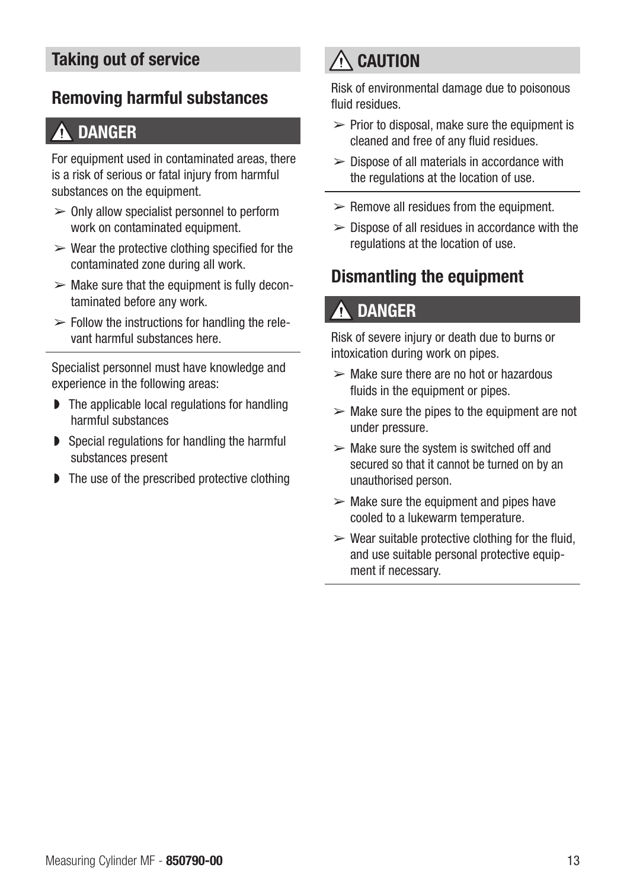## Taking out of service

### Removing harmful substances

**⚠ DANGER**

For equipment used in contaminated areas, there is a risk of serious or fatal injury from harmful substances on the equipment.

- ➢ Only allow specialist personnel to perform work on contaminated equipment.
- ➢ Wear the protective clothing specified for the contaminated zone during all work.
- ➢ Make sure that the equipment is fully decontaminated before any work.
- ➢ Follow the instructions for handling the relevant harmful substances here.

---

Specialist personnel must have knowledge and experience in the following areas:

- The applicable local regulations for handling harmful substances
- Special regulations for handling the harmful substances present
- The use of the prescribed protective clothing

**⚠ CAUTION**

Risk of environmental damage due to poisonous fluid residues.

- ➢ Prior to disposal, make sure the equipment is cleaned and free of any fluid residues.
- ➢ Dispose of all materials in accordance with the regulations at the location of use.

---

- ➢ Remove all residues from the equipment.
- ➢ Dispose of all residues in accordance with the regulations at the location of use.

### Dismantling the equipment

**⚠ DANGER**

Risk of severe injury or death due to burns or intoxication during work on pipes.

- ➢ Make sure there are no hot or hazardous fluids in the equipment or pipes.
- ➢ Make sure the pipes to the equipment are not under pressure.
- ➢ Make sure the system is switched off and secured so that it cannot be turned on by an unauthorised person.
- ➢ Make sure the equipment and pipes have cooled to a lukewarm temperature.
- ➢ Wear suitable protective clothing for the fluid, and use suitable personal protective equipment if necessary.

---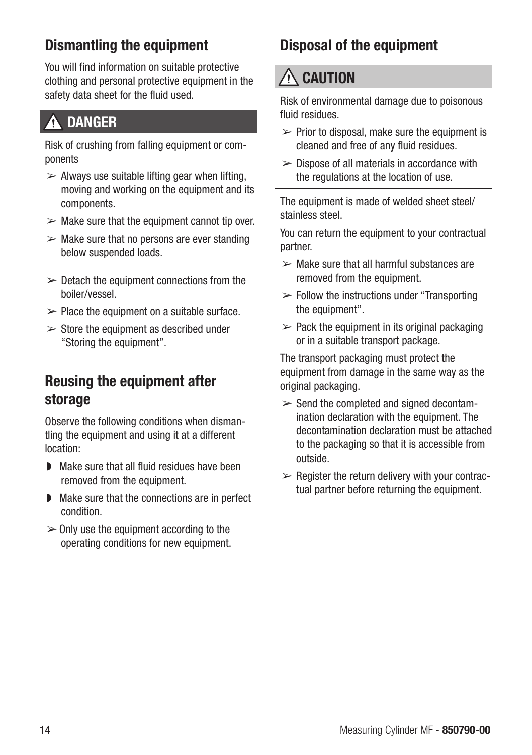## Dismantling the equipment

You will find information on suitable protective clothing and personal protective equipment in the safety data sheet for the fluid used.

### ⚠ DANGER

Risk of crushing from falling equipment or components

- ➢ Always use suitable lifting gear when lifting, moving and working on the equipment and its components.
- ➢ Make sure that the equipment cannot tip over.
- ➢ Make sure that no persons are ever standing below suspended loads.

---

- ➢ Detach the equipment connections from the boiler/vessel.
- ➢ Place the equipment on a suitable surface.
- ➢ Store the equipment as described under "Storing the equipment".

## Reusing the equipment after storage

Observe the following conditions when dismantling the equipment and using it at a different location:

- ◗ Make sure that all fluid residues have been removed from the equipment.
- ◗ Make sure that the connections are in perfect condition.
- ➢ Only use the equipment according to the operating conditions for new equipment.

## Disposal of the equipment

### ⚠ CAUTION

Risk of environmental damage due to poisonous fluid residues.

- ➢ Prior to disposal, make sure the equipment is cleaned and free of any fluid residues.
- ➢ Dispose of all materials in accordance with the regulations at the location of use.

---

The equipment is made of welded sheet steel/stainless steel.

You can return the equipment to your contractual partner.

- ➢ Make sure that all harmful substances are removed from the equipment.
- ➢ Follow the instructions under "Transporting the equipment".
- ➢ Pack the equipment in its original packaging or in a suitable transport package.

The transport packaging must protect the equipment from damage in the same way as the original packaging.

- ➢ Send the completed and signed decontamination declaration with the equipment. The decontamination declaration must be attached to the packaging so that it is accessible from outside.
- ➢ Register the return delivery with your contractual partner before returning the equipment.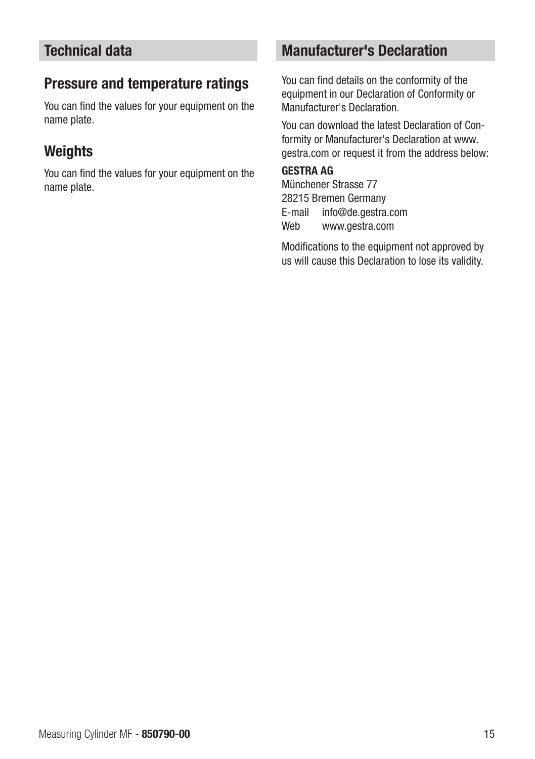## Technical data

### Pressure and temperature ratings

You can find the values for your equipment on the name plate.

### Weights

You can find the values for your equipment on the name plate.

## Manufacturer's Declaration

You can find details on the conformity of the equipment in our Declaration of Conformity or Manufacturer's Declaration.

You can download the latest Declaration of Conformity or Manufacturer's Declaration at www.gestra.com or request it from the address below:

**GESTRA AG**
Münchener Strasse 77
28215 Bremen Germany
E-mail info@de.gestra.com
Web www.gestra.com

Modifications to the equipment not approved by us will cause this Declaration to lose its validity.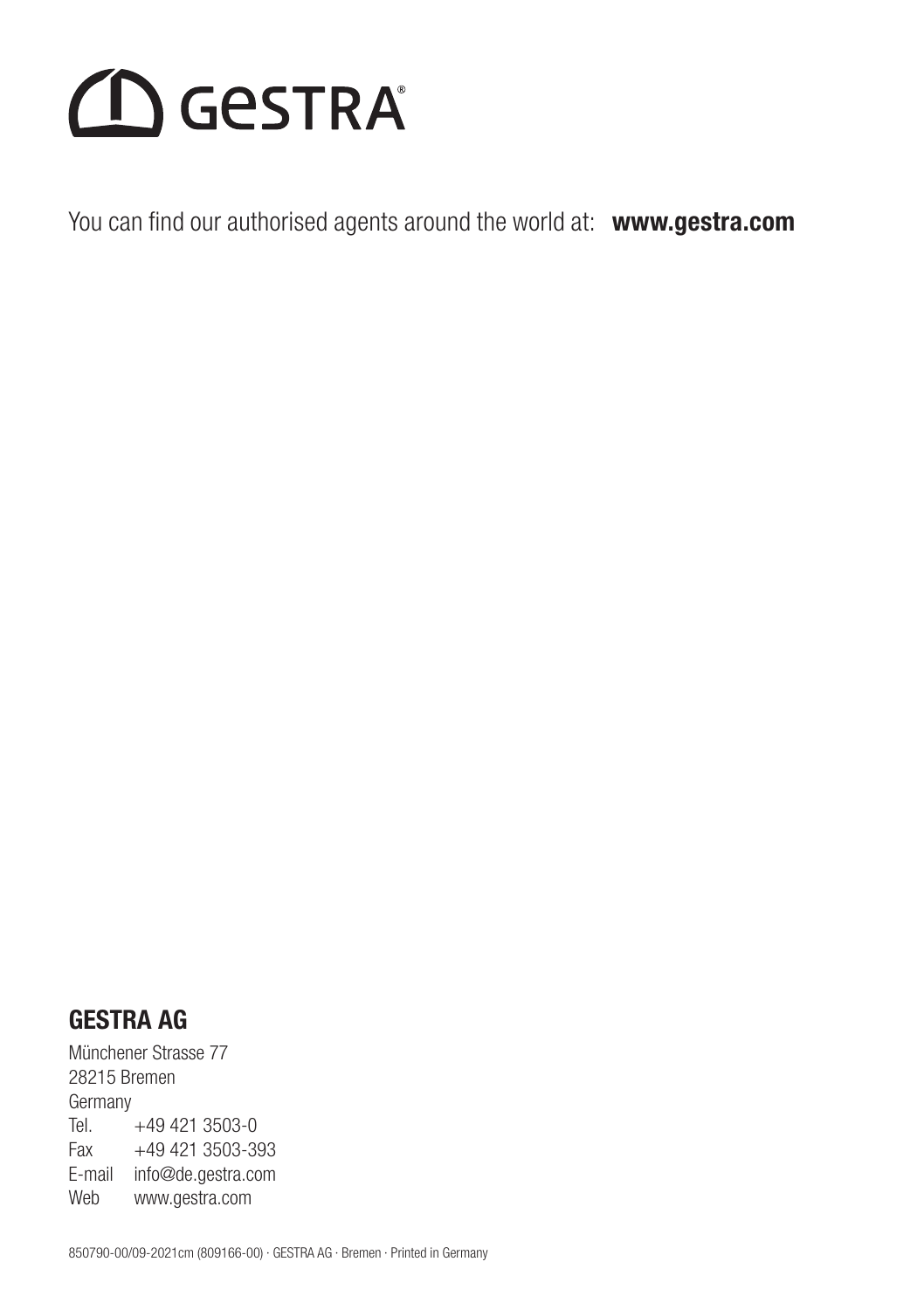GESTRA®

You can find our authorised agents around the world at: **www.gestra.com**

## GESTRA AG

Münchener Strasse 77
28215 Bremen
Germany

| | |
|---|---|
| Tel. | +49 421 3503-0 |
| Fax | +49 421 3503-393 |
| E-mail | info@de.gestra.com |
| Web | www.gestra.com |

850790-00/09-2021cm (809166-00) · GESTRA AG · Bremen · Printed in Germany